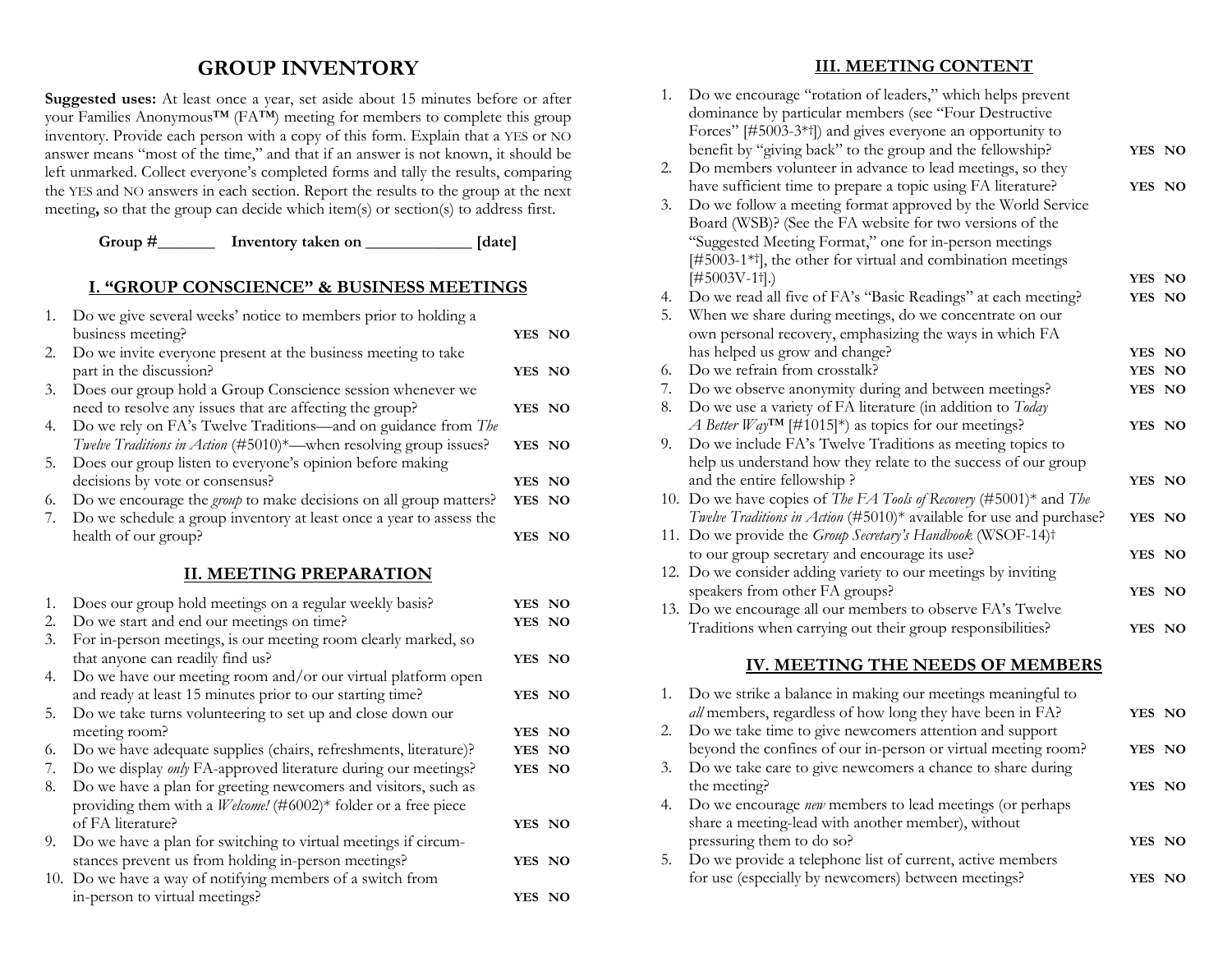# GROUP INVENTORY

**Suggested uses:** At least once a year, set aside about 15 minutes before or after your Families Anonymous™ (FA™) meeting for members to complete this group inventory. Provide each person with a copy of this form. Explain that a YES or NO answer means "most of the time," and that if an answer is not known, it should be left unmarked. Collect everyone's completed forms and tally the results, comparing the YES and NO answers in each section. Report the results to the group at the next meeting**,** so that the group can decide which item(s) or section(s) to address first.

**Group #_______ Inventory taken on _____________ [date]**

## I. "GROUP CONSCIENCE" & BUSINESS MEETINGS

1. Do we give several weeks' notice to members prior to holding a business meeting? **YES NO**
2. Do we invite everyone present at the business meeting to take part in the discussion? **YES NO**
3. Does our group hold a Group Conscience session whenever we need to resolve any issues that are affecting the group? **YES NO**
4. Do we rely on FA's Twelve Traditions—and on guidance from *The Twelve Traditions in Action* (#5010)*—when resolving group issues? **YES NO**
5. Does our group listen to everyone's opinion before making decisions by vote or consensus? **YES NO**
6. Do we encourage the *group* to make decisions on all group matters? **YES NO**
7. Do we schedule a group inventory at least once a year to assess the health of our group? **YES NO**

## II. MEETING PREPARATION

1. Does our group hold meetings on a regular weekly basis? **YES NO**
2. Do we start and end our meetings on time? **YES NO**
3. For in-person meetings, is our meeting room clearly marked, so that anyone can readily find us? **YES NO**
4. Do we have our meeting room and/or our virtual platform open and ready at least 15 minutes prior to our starting time? **YES NO**
5. Do we take turns volunteering to set up and close down our meeting room? **YES NO**
6. Do we have adequate supplies (chairs, refreshments, literature)? **YES NO**
7. Do we display *only* FA-approved literature during our meetings? **YES NO**
8. Do we have a plan for greeting newcomers and visitors, such as providing them with a *Welcome!* (#6002)* folder or a free piece of FA literature? **YES NO**
9. Do we have a plan for switching to virtual meetings if circumstances prevent us from holding in-person meetings? **YES NO**
10. Do we have a way of notifying members of a switch from in-person to virtual meetings? **YES NO**

## III. MEETING CONTENT

1. Do we encourage "rotation of leaders," which helps prevent dominance by particular members (see "Four Destructive Forces" [#5003-3*†]) and gives everyone an opportunity to benefit by "giving back" to the group and the fellowship? **YES NO**
2. Do members volunteer in advance to lead meetings, so they have sufficient time to prepare a topic using FA literature? **YES NO**
3. Do we follow a meeting format approved by the World Service Board (WSB)? (See the FA website for two versions of the "Suggested Meeting Format," one for in-person meetings [#5003-1*†], the other for virtual and combination meetings [#5003V-1†].) **YES NO**
4. Do we read all five of FA's "Basic Readings" at each meeting? **YES NO**
5. When we share during meetings, do we concentrate on our own personal recovery, emphasizing the ways in which FA has helped us grow and change? **YES NO**
6. Do we refrain from crosstalk? **YES NO**
7. Do we observe anonymity during and between meetings? **YES NO**
8. Do we use a variety of FA literature (in addition to *Today A Better Way*™ [#1015]*) as topics for our meetings? **YES NO**
9. Do we include FA's Twelve Traditions as meeting topics to help us understand how they relate to the success of our group and the entire fellowship ? **YES NO**
10. Do we have copies of *The FA Tools of Recovery* (#5001)* and *The Twelve Traditions in Action* (#5010)* available for use and purchase? **YES NO**
11. Do we provide the *Group Secretary's Handbook* (WSOF-14)† to our group secretary and encourage its use? **YES NO**
12. Do we consider adding variety to our meetings by inviting speakers from other FA groups? **YES NO**
13. Do we encourage all our members to observe FA's Twelve Traditions when carrying out their group responsibilities? **YES NO**

## IV. MEETING THE NEEDS OF MEMBERS

1. Do we strike a balance in making our meetings meaningful to *all* members, regardless of how long they have been in FA? **YES NO**
2. Do we take time to give newcomers attention and support beyond the confines of our in-person or virtual meeting room? **YES NO**
3. Do we take care to give newcomers a chance to share during the meeting? **YES NO**
4. Do we encourage *new* members to lead meetings (or perhaps share a meeting-lead with another member), without pressuring them to do so? **YES NO**
5. Do we provide a telephone list of current, active members for use (especially by newcomers) between meetings? **YES NO**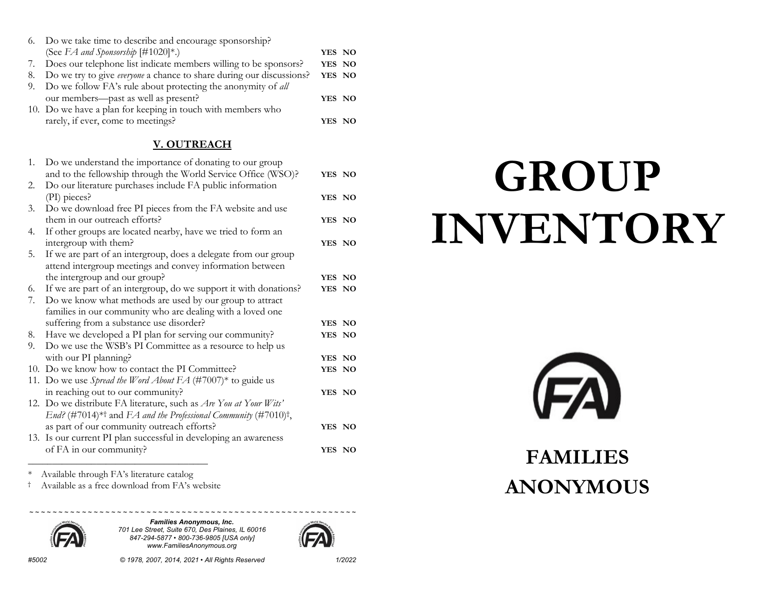6. Do we take time to describe and encourage sponsorship? (See *FA and Sponsorship* [#1020]*.) **YES NO**
7. Does our telephone list indicate members willing to be sponsors? **YES NO**
8. Do we try to give *everyone* a chance to share during our discussions? **YES NO**
9. Do we follow FA's rule about protecting the anonymity of *all* our members—past as well as present? **YES NO**
10. Do we have a plan for keeping in touch with members who rarely, if ever, come to meetings? **YES NO**

## V. OUTREACH

1. Do we understand the importance of donating to our group and to the fellowship through the World Service Office (WSO)? **YES NO**
2. Do our literature purchases include FA public information (PI) pieces? **YES NO**
3. Do we download free PI pieces from the FA website and use them in our outreach efforts? **YES NO**
4. If other groups are located nearby, have we tried to form an intergroup with them? **YES NO**
5. If we are part of an intergroup, does a delegate from our group attend intergroup meetings and convey information between the intergroup and our group? **YES NO**
6. If we are part of an intergroup, do we support it with donations? **YES NO**
7. Do we know what methods are used by our group to attract families in our community who are dealing with a loved one suffering from a substance use disorder? **YES NO**
8. Have we developed a PI plan for serving our community? **YES NO**
9. Do we use the WSB's PI Committee as a resource to help us with our PI planning? **YES NO**
10. Do we know how to contact the PI Committee? **YES NO**
11. Do we use *Spread the Word About FA* (#7007)* to guide us in reaching out to our community? **YES NO**
12. Do we distribute FA literature, such as *Are You at Your Wits' End?* (#7014)*† and *FA and the Professional Community* (#7010)†, as part of our community outreach efforts? **YES NO**
13. Is our current PI plan successful in developing an awareness of FA in our community? **YES NO**

---

\* Available through FA's literature catalog

† Available as a free download from FA's website

**Families Anonymous, Inc.**
701 Lee Street, Suite 670, Des Plaines, IL 60016
847-294-5877 • 800-736-9805 [USA only]
www.FamiliesAnonymous.org

#5002 © 1978, 2007, 2014, 2021 • All Rights Reserved 1/2022

# GROUP INVENTORY

## FAMILIES ANONYMOUS